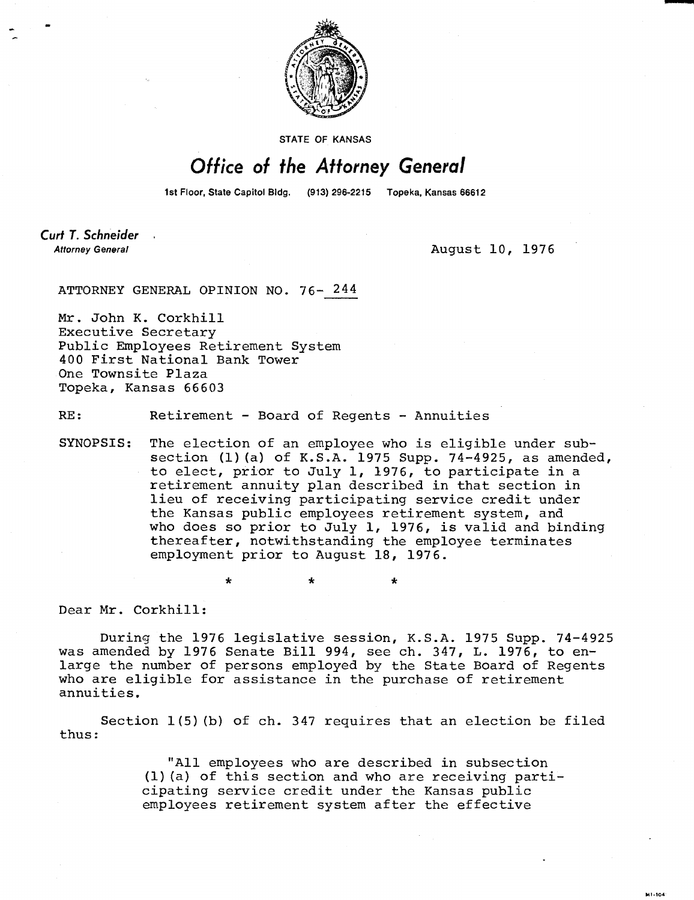STATE OF KANSAS

# Office of the Attorney General

1st Floor, State Capitol Bldg. (913) 296-2215 Topeka, Kansas 66612

**Curt T. Schneider**
*Attorney General*

August 10, 1976

ATTORNEY GENERAL OPINION NO. 76-244

Mr. John K. Corkhill
Executive Secretary
Public Employees Retirement System
400 First National Bank Tower
One Townsite Plaza
Topeka, Kansas 66603

RE: Retirement - Board of Regents - Annuities

SYNOPSIS: The election of an employee who is eligible under subsection (1)(a) of K.S.A. 1975 Supp. 74-4925, as amended, to elect, prior to July 1, 1976, to participate in a retirement annuity plan described in that section in lieu of receiving participating service credit under the Kansas public employees retirement system, and who does so prior to July 1, 1976, is valid and binding thereafter, notwithstanding the employee terminates employment prior to August 18, 1976.

\* \* \*

Dear Mr. Corkhill:

During the 1976 legislative session, K.S.A. 1975 Supp. 74-4925 was amended by 1976 Senate Bill 994, see ch. 347, L. 1976, to enlarge the number of persons employed by the State Board of Regents who are eligible for assistance in the purchase of retirement annuities.

Section 1(5)(b) of ch. 347 requires that an election be filed thus:

> "All employees who are described in subsection (1)(a) of this section and who are receiving participating service credit under the Kansas public employees retirement system after the effective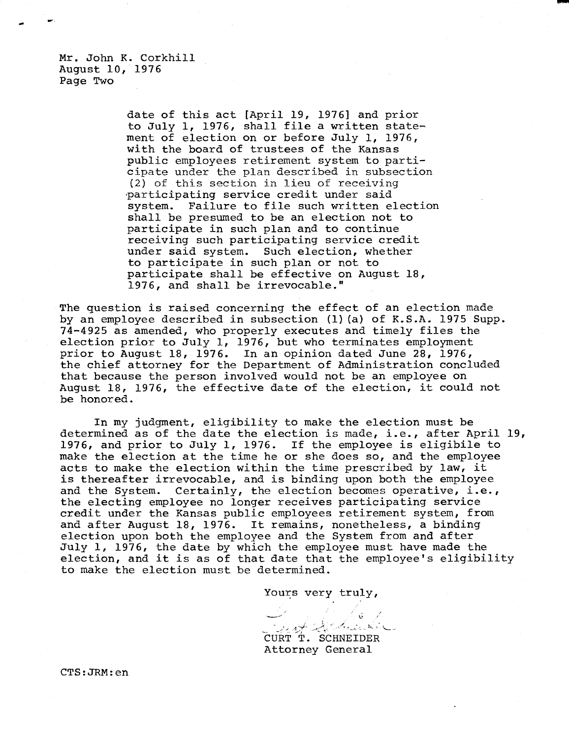Mr. John K. Corkhill
August 10, 1976
Page Two

> date of this act [April 19, 1976] and prior to July 1, 1976, shall file a written statement of election on or before July 1, 1976, with the board of trustees of the Kansas public employees retirement system to participate under the plan described in subsection (2) of this section in lieu of receiving participating service credit under said system. Failure to file such written election shall be presumed to be an election not to participate in such plan and to continue receiving such participating service credit under said system. Such election, whether to participate in such plan or not to participate shall be effective on August 18, 1976, and shall be irrevocable."

The question is raised concerning the effect of an election made by an employee described in subsection (1)(a) of K.S.A. 1975 Supp. 74-4925 as amended, who properly executes and timely files the election prior to July 1, 1976, but who terminates employment prior to August 18, 1976. In an opinion dated June 28, 1976, the chief attorney for the Department of Administration concluded that because the person involved would not be an employee on August 18, 1976, the effective date of the election, it could not be honored.

In my judgment, eligibility to make the election must be determined as of the date the election is made, i.e., after April 19, 1976, and prior to July 1, 1976. If the employee is eligibile to make the election at the time he or she does so, and the employee acts to make the election within the time prescribed by law, it is thereafter irrevocable, and is binding upon both the employee and the System. Certainly, the election becomes operative, i.e., the electing employee no longer receives participating service credit under the Kansas public employees retirement system, from and after August 18, 1976. It remains, nonetheless, a binding election upon both the employee and the System from and after July 1, 1976, the date by which the employee must have made the election, and it is as of that date that the employee's eligibility to make the election must be determined.

Yours very truly,

CURT T. SCHNEIDER
Attorney General

CTS:JRM:en